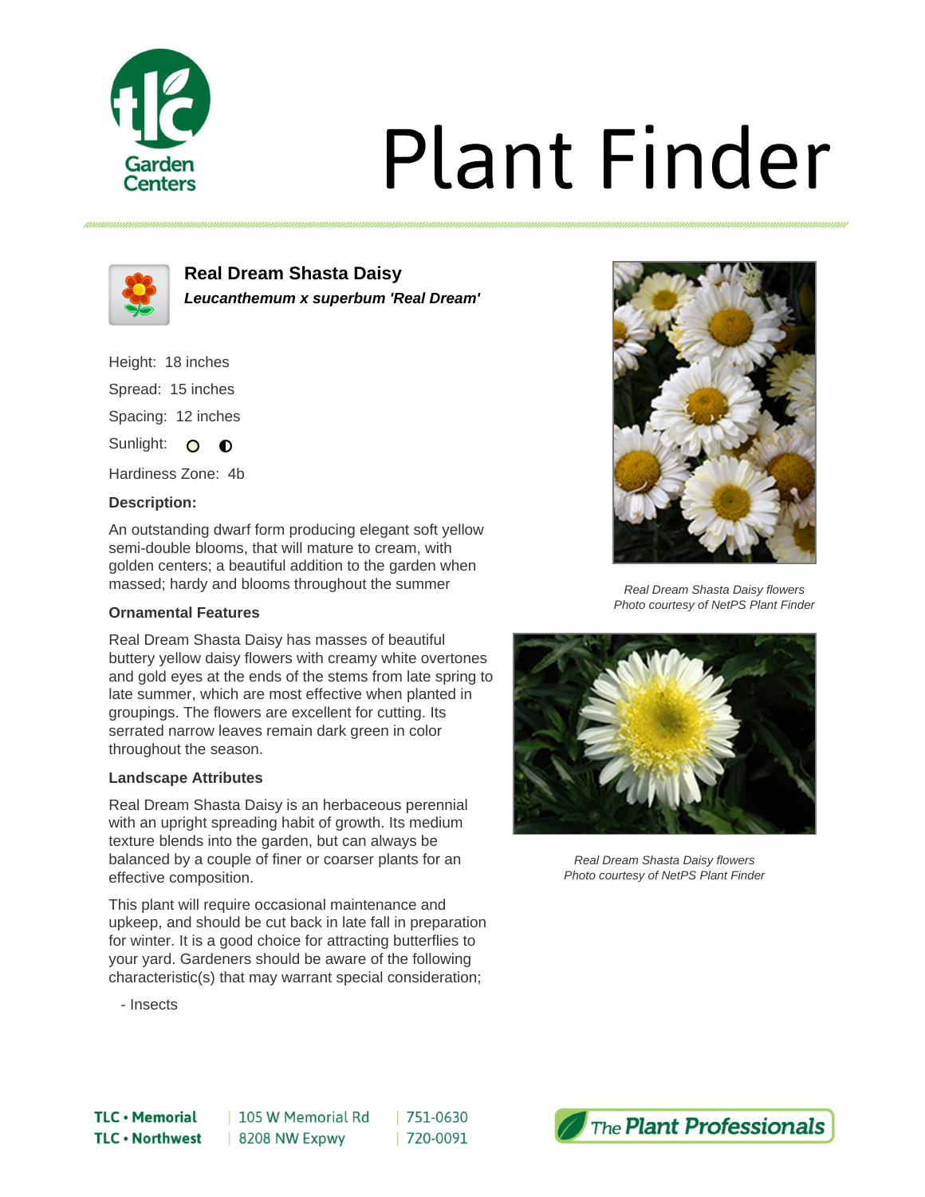# Plant Finder

## Real Dream Shasta Daisy

***Leucanthemum x superbum 'Real Dream'***

Height: 18 inches

Spread: 15 inches

Spacing: 12 inches

Sunlight:

Hardiness Zone: 4b

**Description:**

An outstanding dwarf form producing elegant soft yellow semi-double blooms, that will mature to cream, with golden centers; a beautiful addition to the garden when massed; hardy and blooms throughout the summer

### Ornamental Features

Real Dream Shasta Daisy has masses of beautiful buttery yellow daisy flowers with creamy white overtones and gold eyes at the ends of the stems from late spring to late summer, which are most effective when planted in groupings. The flowers are excellent for cutting. Its serrated narrow leaves remain dark green in color throughout the season.

### Landscape Attributes

Real Dream Shasta Daisy is an herbaceous perennial with an upright spreading habit of growth. Its medium texture blends into the garden, but can always be balanced by a couple of finer or coarser plants for an effective composition.

This plant will require occasional maintenance and upkeep, and should be cut back in late fall in preparation for winter. It is a good choice for attracting butterflies to your yard. Gardeners should be aware of the following characteristic(s) that may warrant special consideration;

- Insects

*Real Dream Shasta Daisy flowers*
*Photo courtesy of NetPS Plant Finder*

*Real Dream Shasta Daisy flowers*
*Photo courtesy of NetPS Plant Finder*

TLC • Memorial | 105 W Memorial Rd | 751-0630
TLC • Northwest | 8208 NW Expwy | 720-0091

The Plant Professionals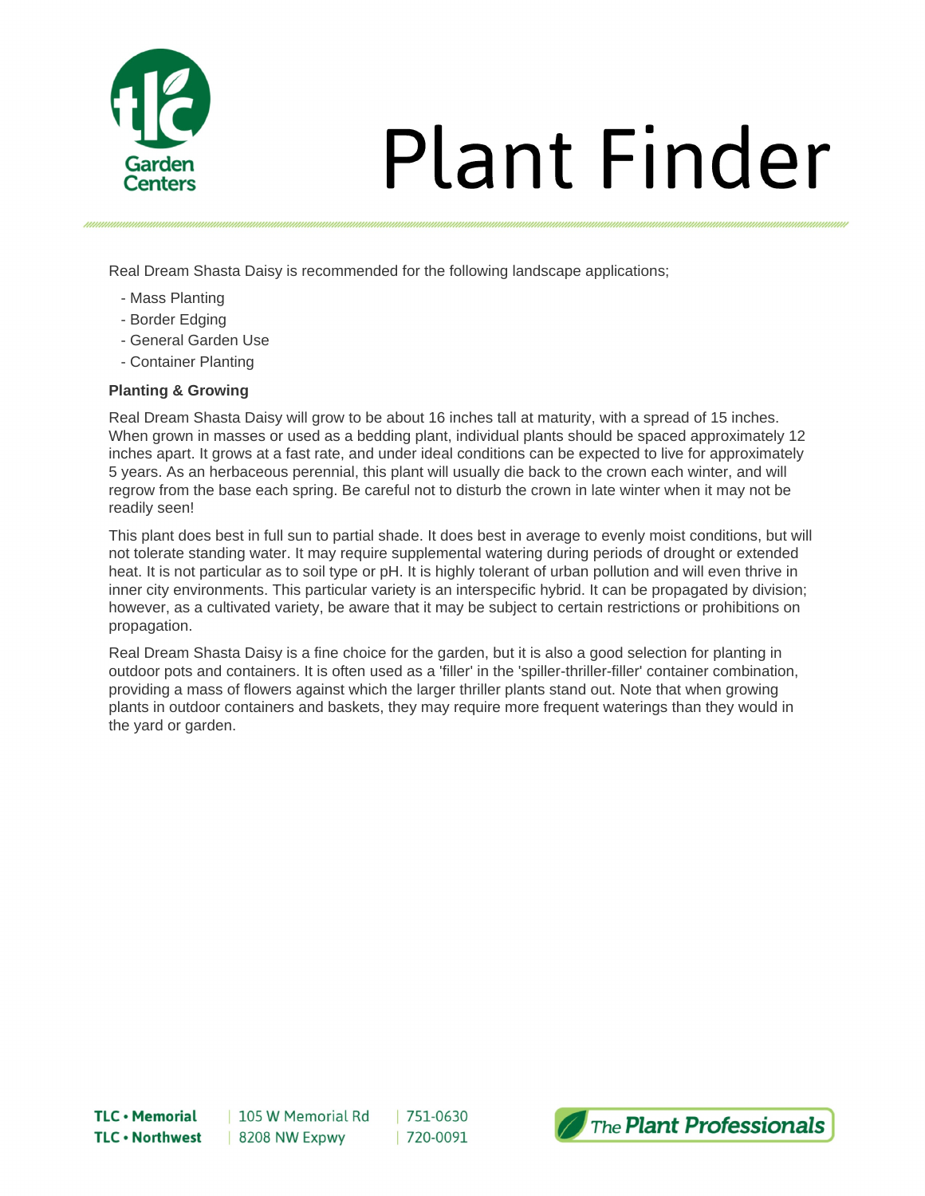# Plant Finder

Real Dream Shasta Daisy is recommended for the following landscape applications;

- Mass Planting
- Border Edging
- General Garden Use
- Container Planting

**Planting & Growing**

Real Dream Shasta Daisy will grow to be about 16 inches tall at maturity, with a spread of 15 inches. When grown in masses or used as a bedding plant, individual plants should be spaced approximately 12 inches apart. It grows at a fast rate, and under ideal conditions can be expected to live for approximately 5 years. As an herbaceous perennial, this plant will usually die back to the crown each winter, and will regrow from the base each spring. Be careful not to disturb the crown in late winter when it may not be readily seen!

This plant does best in full sun to partial shade. It does best in average to evenly moist conditions, but will not tolerate standing water. It may require supplemental watering during periods of drought or extended heat. It is not particular as to soil type or pH. It is highly tolerant of urban pollution and will even thrive in inner city environments. This particular variety is an interspecific hybrid. It can be propagated by division; however, as a cultivated variety, be aware that it may be subject to certain restrictions or prohibitions on propagation.

Real Dream Shasta Daisy is a fine choice for the garden, but it is also a good selection for planting in outdoor pots and containers. It is often used as a 'filler' in the 'spiller-thriller-filler' container combination, providing a mass of flowers against which the larger thriller plants stand out. Note that when growing plants in outdoor containers and baskets, they may require more frequent waterings than they would in the yard or garden.